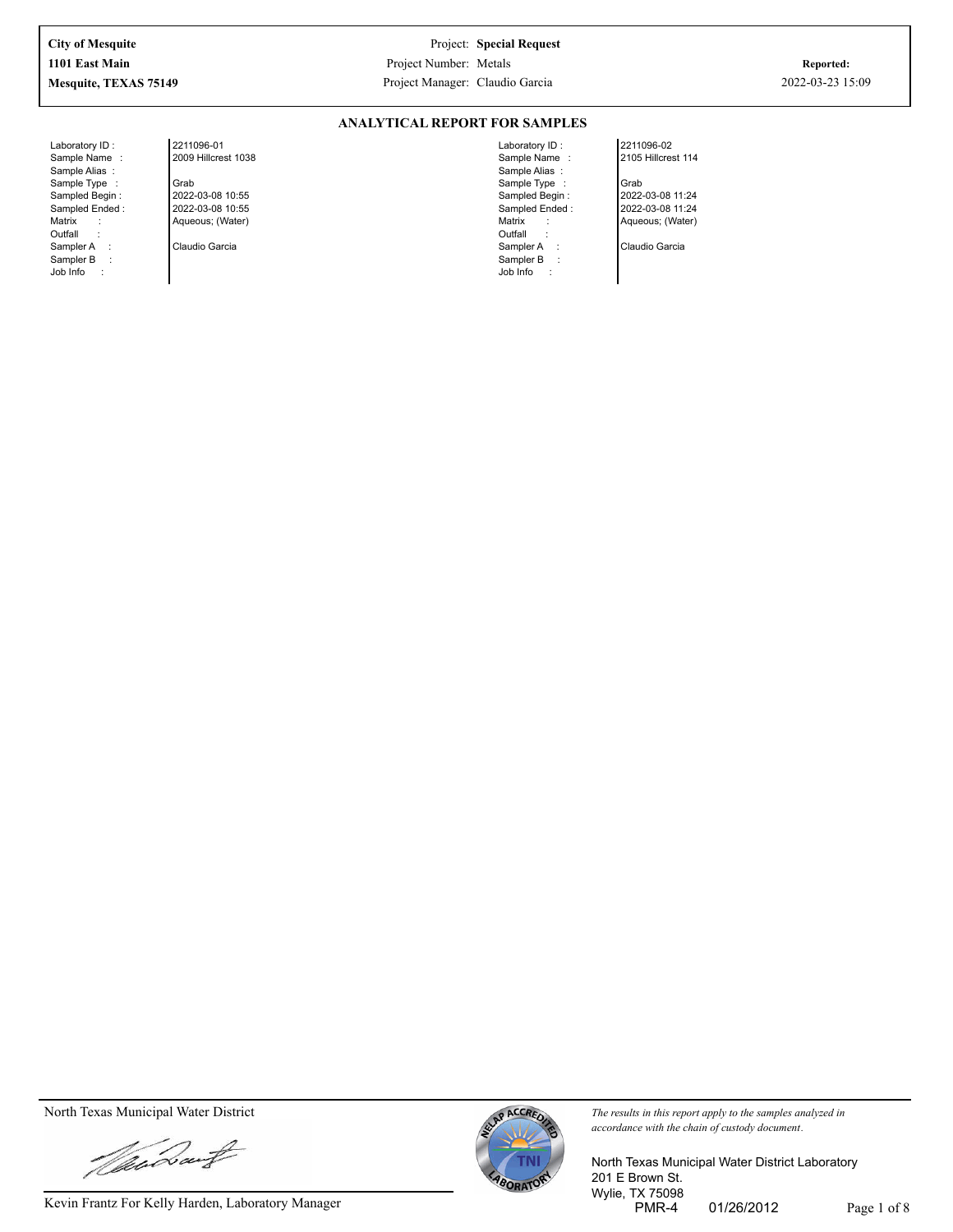| | | |
|---|---|---|
| **City of Mesquite** | Project: **Special Request** | |
| **1101 East Main** | Project Number: Metals | **Reported:** |
| **Mesquite, TEXAS 75149** | Project Manager: Claudio Garcia | 2022-03-23 15:09 |

## ANALYTICAL REPORT FOR SAMPLES

| Field | Sample 1 | Field | Sample 2 |
|---|---|---|---|
| Laboratory ID : | 2211096-01 | Laboratory ID : | 2211096-02 |
| Sample Name : | 2009 Hillcrest 1038 | Sample Name : | 2105 Hillcrest 114 |
| Sample Alias : | | Sample Alias : | |
| Sample Type : | Grab | Sample Type : | Grab |
| Sampled Begin : | 2022-03-08 10:55 | Sampled Begin : | 2022-03-08 11:24 |
| Sampled Ended : | 2022-03-08 10:55 | Sampled Ended : | 2022-03-08 11:24 |
| Matrix : | Aqueous; (Water) | Matrix : | Aqueous; (Water) |
| Outfall : | | Outfall : | |
| Sampler A : | Claudio Garcia | Sampler A : | Claudio Garcia |
| Sampler B : | | Sampler B : | |
| Job Info : | | Job Info : | |

North Texas Municipal Water District

Kevin Frantz For Kelly Harden, Laboratory Manager

*The results in this report apply to the samples analyzed in accordance with the chain of custody document.*

North Texas Municipal Water District Laboratory
201 E Brown St.
Wylie, TX 75098
PMR-4 01/26/2012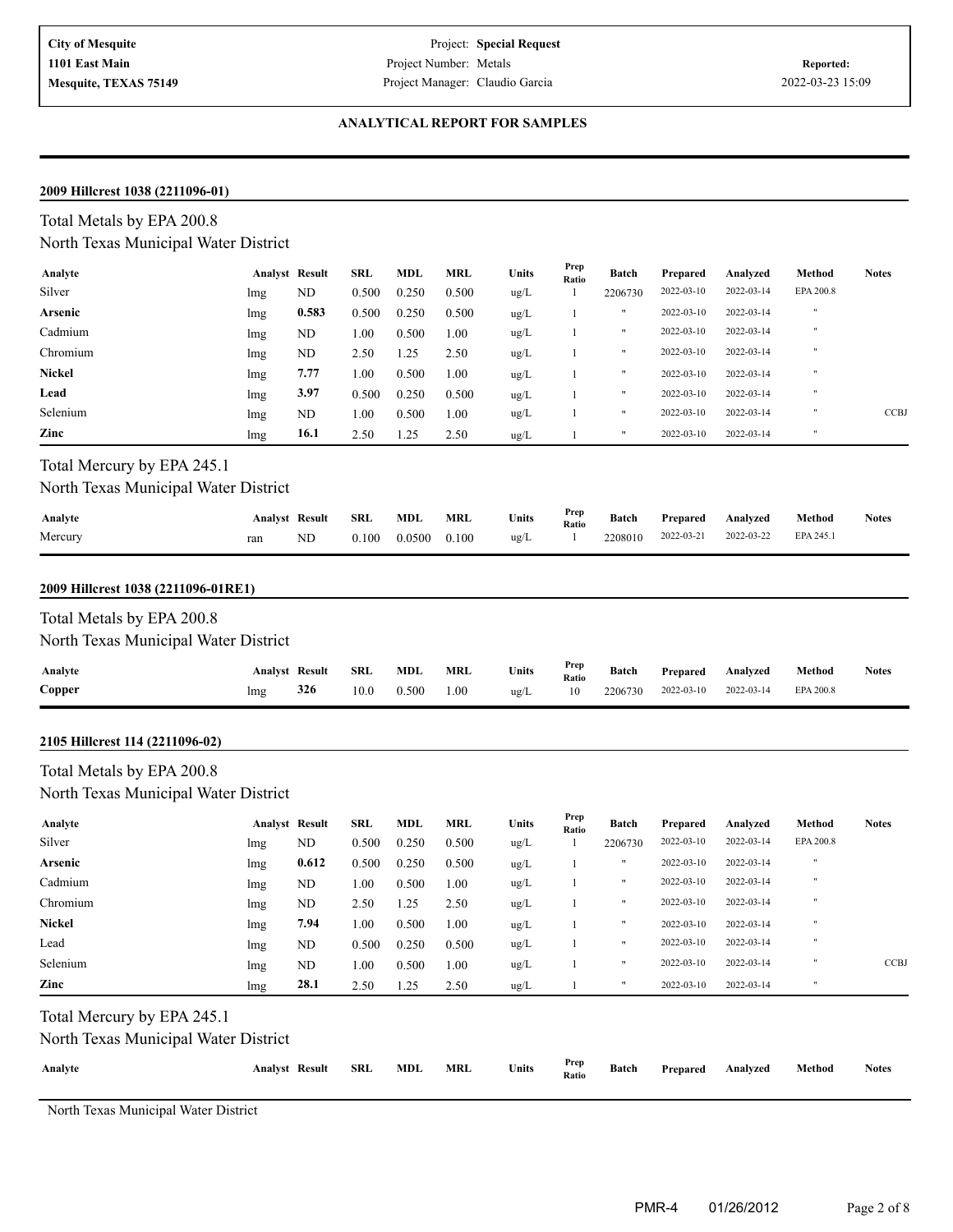**City of Mesquite**
**1101 East Main**
**Mesquite, TEXAS 75149**

Project: **Special Request**
Project Number: Metals
Project Manager: Claudio Garcia

**Reported:**
2022-03-23 15:09

**ANALYTICAL REPORT FOR SAMPLES**

**2009 Hillcrest 1038 (2211096-01)**

Total Metals by EPA 200.8
North Texas Municipal Water District

| Analyte | Analyst | Result | SRL | MDL | MRL | Units | Prep Ratio | Batch | Prepared | Analyzed | Method | Notes |
|---|---|---|---|---|---|---|---|---|---|---|---|---|
| Silver | lmg | ND | 0.500 | 0.250 | 0.500 | ug/L | 1 | 2206730 | 2022-03-10 | 2022-03-14 | EPA 200.8 | |
| **Arsenic** | lmg | **0.583** | 0.500 | 0.250 | 0.500 | ug/L | 1 | " | 2022-03-10 | 2022-03-14 | " | |
| Cadmium | lmg | ND | 1.00 | 0.500 | 1.00 | ug/L | 1 | " | 2022-03-10 | 2022-03-14 | " | |
| Chromium | lmg | ND | 2.50 | 1.25 | 2.50 | ug/L | 1 | " | 2022-03-10 | 2022-03-14 | " | |
| **Nickel** | lmg | **7.77** | 1.00 | 0.500 | 1.00 | ug/L | 1 | " | 2022-03-10 | 2022-03-14 | " | |
| **Lead** | lmg | **3.97** | 0.500 | 0.250 | 0.500 | ug/L | 1 | " | 2022-03-10 | 2022-03-14 | " | |
| Selenium | lmg | ND | 1.00 | 0.500 | 1.00 | ug/L | 1 | " | 2022-03-10 | 2022-03-14 | " | CCBJ |
| **Zinc** | lmg | **16.1** | 2.50 | 1.25 | 2.50 | ug/L | 1 | " | 2022-03-10 | 2022-03-14 | " | |

Total Mercury by EPA 245.1
North Texas Municipal Water District

| Analyte | Analyst | Result | SRL | MDL | MRL | Units | Prep Ratio | Batch | Prepared | Analyzed | Method | Notes |
|---|---|---|---|---|---|---|---|---|---|---|---|---|
| Mercury | ran | ND | 0.100 | 0.0500 | 0.100 | ug/L | 1 | 2208010 | 2022-03-21 | 2022-03-22 | EPA 245.1 | |

**2009 Hillcrest 1038 (2211096-01RE1)**

Total Metals by EPA 200.8
North Texas Municipal Water District

| Analyte | Analyst | Result | SRL | MDL | MRL | Units | Prep Ratio | Batch | Prepared | Analyzed | Method | Notes |
|---|---|---|---|---|---|---|---|---|---|---|---|---|
| **Copper** | lmg | **326** | 10.0 | 0.500 | 1.00 | ug/L | 10 | 2206730 | 2022-03-10 | 2022-03-14 | EPA 200.8 | |

**2105 Hillcrest 114 (2211096-02)**

Total Metals by EPA 200.8
North Texas Municipal Water District

| Analyte | Analyst | Result | SRL | MDL | MRL | Units | Prep Ratio | Batch | Prepared | Analyzed | Method | Notes |
|---|---|---|---|---|---|---|---|---|---|---|---|---|
| Silver | lmg | ND | 0.500 | 0.250 | 0.500 | ug/L | 1 | 2206730 | 2022-03-10 | 2022-03-14 | EPA 200.8 | |
| **Arsenic** | lmg | **0.612** | 0.500 | 0.250 | 0.500 | ug/L | 1 | " | 2022-03-10 | 2022-03-14 | " | |
| Cadmium | lmg | ND | 1.00 | 0.500 | 1.00 | ug/L | 1 | " | 2022-03-10 | 2022-03-14 | " | |
| Chromium | lmg | ND | 2.50 | 1.25 | 2.50 | ug/L | 1 | " | 2022-03-10 | 2022-03-14 | " | |
| **Nickel** | lmg | **7.94** | 1.00 | 0.500 | 1.00 | ug/L | 1 | " | 2022-03-10 | 2022-03-14 | " | |
| Lead | lmg | ND | 0.500 | 0.250 | 0.500 | ug/L | 1 | " | 2022-03-10 | 2022-03-14 | " | |
| Selenium | lmg | ND | 1.00 | 0.500 | 1.00 | ug/L | 1 | " | 2022-03-10 | 2022-03-14 | " | CCBJ |
| **Zinc** | lmg | **28.1** | 2.50 | 1.25 | 2.50 | ug/L | 1 | " | 2022-03-10 | 2022-03-14 | " | |

Total Mercury by EPA 245.1
North Texas Municipal Water District

| Analyte | Analyst | Result | SRL | MDL | MRL | Units | Prep Ratio | Batch | Prepared | Analyzed | Method | Notes |
|---|---|---|---|---|---|---|---|---|---|---|---|---|

North Texas Municipal Water District

PMR-4 01/26/2012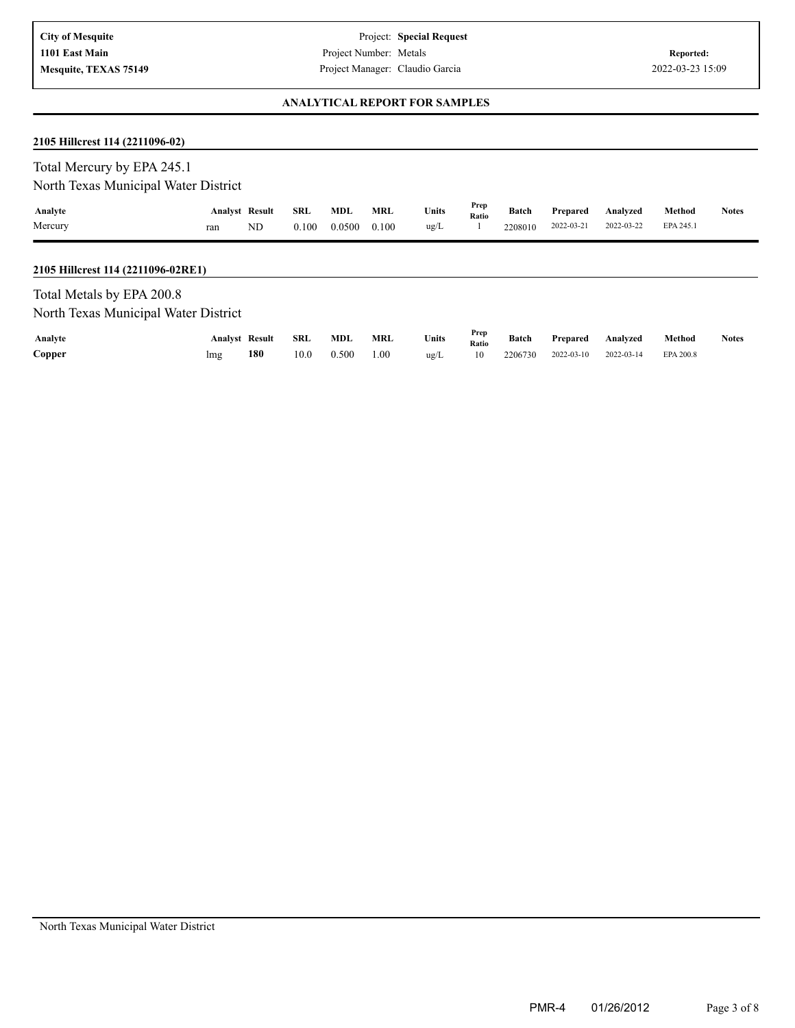**City of Mesquite**
**1101 East Main**
**Mesquite, TEXAS 75149**

Project: **Special Request**
Project Number: Metals
Project Manager: Claudio Garcia

**Reported:**
2022-03-23 15:09

## ANALYTICAL REPORT FOR SAMPLES

### 2105 Hillcrest 114 (2211096-02)

Total Mercury by EPA 245.1
North Texas Municipal Water District

| Analyte | Analyst | Result | SRL | MDL | MRL | Units | Prep Ratio | Batch | Prepared | Analyzed | Method | Notes |
|---|---|---|---|---|---|---|---|---|---|---|---|---|
| Mercury | ran | ND | 0.100 | 0.0500 | 0.100 | ug/L | 1 | 2208010 | 2022-03-21 | 2022-03-22 | EPA 245.1 | |

### 2105 Hillcrest 114 (2211096-02RE1)

Total Metals by EPA 200.8
North Texas Municipal Water District

| Analyte | Analyst | Result | SRL | MDL | MRL | Units | Prep Ratio | Batch | Prepared | Analyzed | Method | Notes |
|---|---|---|---|---|---|---|---|---|---|---|---|---|
| **Copper** | lmg | **180** | 10.0 | 0.500 | 1.00 | ug/L | 10 | 2206730 | 2022-03-10 | 2022-03-14 | EPA 200.8 | |

North Texas Municipal Water District

PMR-4 01/26/2012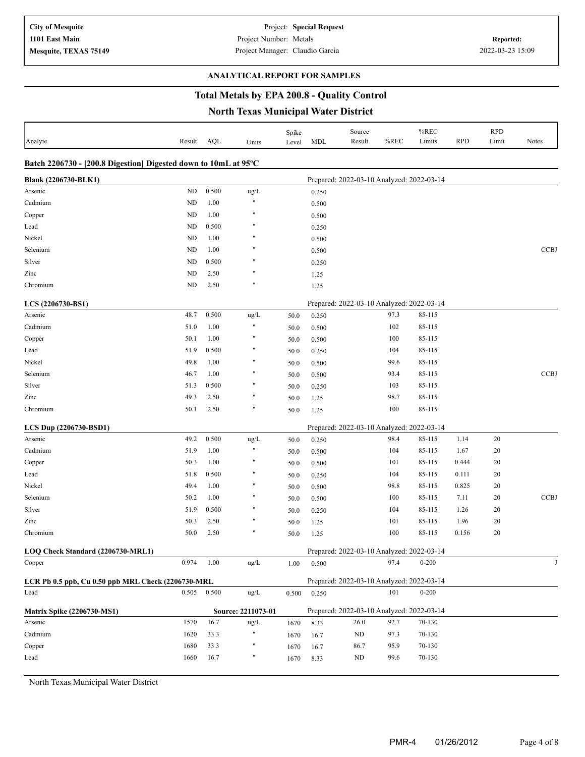**City of Mesquite**
**1101 East Main**
**Mesquite, TEXAS 75149**

Project: **Special Request**
Project Number: Metals
Project Manager: Claudio Garcia

**Reported:**
2022-03-23 15:09

### ANALYTICAL REPORT FOR SAMPLES

## Total Metals by EPA 200.8 - Quality Control

## North Texas Municipal Water District

| Analyte | Result | AQL | Units | Spike Level | MDL | Source Result | %REC | %REC Limits | RPD | RPD Limit | Notes |
|---|---|---|---|---|---|---|---|---|---|---|---|
| **Batch 2206730 - [200.8 Digestion] Digested down to 10mL at 95ºC** | | | | | | | | | | | |
| **Blank (2206730-BLK1)** | | | | | Prepared: 2022-03-10 Analyzed: 2022-03-14 | | | | | | |
| Arsenic | ND | 0.500 | ug/L | | 0.250 | | | | | | |
| Cadmium | ND | 1.00 | " | | 0.500 | | | | | | |
| Copper | ND | 1.00 | " | | 0.500 | | | | | | |
| Lead | ND | 0.500 | " | | 0.250 | | | | | | |
| Nickel | ND | 1.00 | " | | 0.500 | | | | | | |
| Selenium | ND | 1.00 | " | | 0.500 | | | | | | CCBJ |
| Silver | ND | 0.500 | " | | 0.250 | | | | | | |
| Zinc | ND | 2.50 | " | | 1.25 | | | | | | |
| Chromium | ND | 2.50 | " | | 1.25 | | | | | | |
| **LCS (2206730-BS1)** | | | | | Prepared: 2022-03-10 Analyzed: 2022-03-14 | | | | | | |
| Arsenic | 48.7 | 0.500 | ug/L | 50.0 | 0.250 | | 97.3 | 85-115 | | | |
| Cadmium | 51.0 | 1.00 | " | 50.0 | 0.500 | | 102 | 85-115 | | | |
| Copper | 50.1 | 1.00 | " | 50.0 | 0.500 | | 100 | 85-115 | | | |
| Lead | 51.9 | 0.500 | " | 50.0 | 0.250 | | 104 | 85-115 | | | |
| Nickel | 49.8 | 1.00 | " | 50.0 | 0.500 | | 99.6 | 85-115 | | | |
| Selenium | 46.7 | 1.00 | " | 50.0 | 0.500 | | 93.4 | 85-115 | | | CCBJ |
| Silver | 51.3 | 0.500 | " | 50.0 | 0.250 | | 103 | 85-115 | | | |
| Zinc | 49.3 | 2.50 | " | 50.0 | 1.25 | | 98.7 | 85-115 | | | |
| Chromium | 50.1 | 2.50 | " | 50.0 | 1.25 | | 100 | 85-115 | | | |
| **LCS Dup (2206730-BSD1)** | | | | | Prepared: 2022-03-10 Analyzed: 2022-03-14 | | | | | | |
| Arsenic | 49.2 | 0.500 | ug/L | 50.0 | 0.250 | | 98.4 | 85-115 | 1.14 | 20 | |
| Cadmium | 51.9 | 1.00 | " | 50.0 | 0.500 | | 104 | 85-115 | 1.67 | 20 | |
| Copper | 50.3 | 1.00 | " | 50.0 | 0.500 | | 101 | 85-115 | 0.444 | 20 | |
| Lead | 51.8 | 0.500 | " | 50.0 | 0.250 | | 104 | 85-115 | 0.111 | 20 | |
| Nickel | 49.4 | 1.00 | " | 50.0 | 0.500 | | 98.8 | 85-115 | 0.825 | 20 | |
| Selenium | 50.2 | 1.00 | " | 50.0 | 0.500 | | 100 | 85-115 | 7.11 | 20 | CCBJ |
| Silver | 51.9 | 0.500 | " | 50.0 | 0.250 | | 104 | 85-115 | 1.26 | 20 | |
| Zinc | 50.3 | 2.50 | " | 50.0 | 1.25 | | 101 | 85-115 | 1.96 | 20 | |
| Chromium | 50.0 | 2.50 | " | 50.0 | 1.25 | | 100 | 85-115 | 0.156 | 20 | |
| **LOQ Check Standard (2206730-MRL1)** | | | | | Prepared: 2022-03-10 Analyzed: 2022-03-14 | | | | | | |
| Copper | 0.974 | 1.00 | ug/L | 1.00 | 0.500 | | 97.4 | 0-200 | | | J |
| **LCR Pb 0.5 ppb, Cu 0.50 ppb MRL Check (2206730-MRL** | | | | | Prepared: 2022-03-10 Analyzed: 2022-03-14 | | | | | | |
| Lead | 0.505 | 0.500 | ug/L | 0.500 | 0.250 | | 101 | 0-200 | | | |
| **Matrix Spike (2206730-MS1)** | | | **Source: 2211073-01** | | Prepared: 2022-03-10 Analyzed: 2022-03-14 | | | | | | |
| Arsenic | 1570 | 16.7 | ug/L | 1670 | 8.33 | 26.0 | 92.7 | 70-130 | | | |
| Cadmium | 1620 | 33.3 | " | 1670 | 16.7 | ND | 97.3 | 70-130 | | | |
| Copper | 1680 | 33.3 | " | 1670 | 16.7 | 86.7 | 95.9 | 70-130 | | | |
| Lead | 1660 | 16.7 | " | 1670 | 8.33 | ND | 99.6 | 70-130 | | | |

North Texas Municipal Water District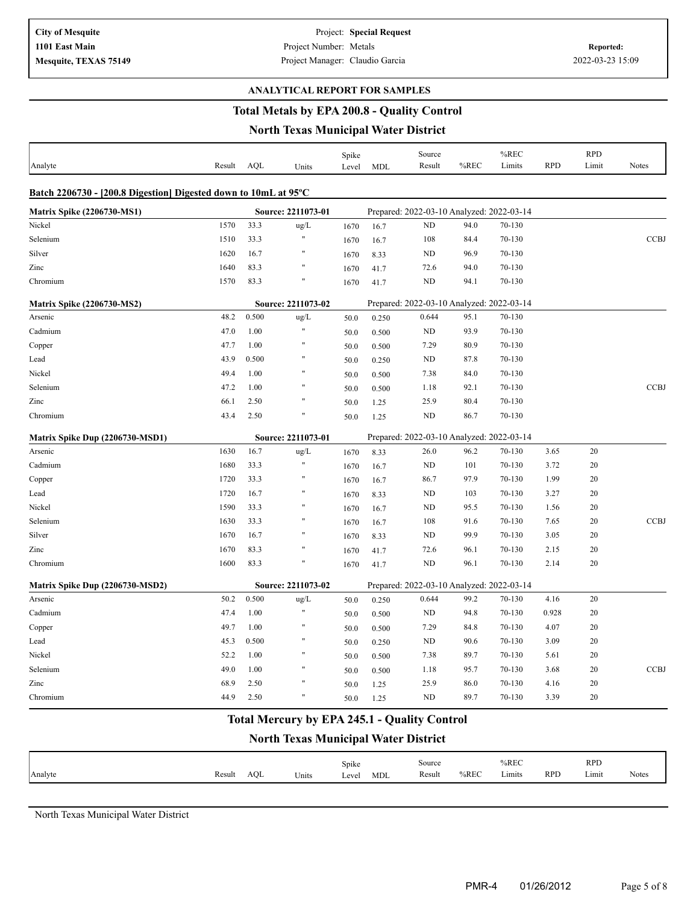**City of Mesquite**
**1101 East Main**
**Mesquite, TEXAS 75149**

Project: **Special Request**
Project Number: Metals
Project Manager: Claudio Garcia

**Reported:**
2022-03-23 15:09

**ANALYTICAL REPORT FOR SAMPLES**

## Total Metals by EPA 200.8 - Quality Control

### North Texas Municipal Water District

| Analyte | Result | AQL | Units | Spike Level | MDL | Source Result | %REC | %REC Limits | RPD | RPD Limit | Notes |
|---|---|---|---|---|---|---|---|---|---|---|---|
| **Batch 2206730 - [200.8 Digestion] Digested down to 10mL at 95ºC** | | | | | | | | | | | |
| **Matrix Spike (2206730-MS1)** | | | Source: 2211073-01 | | Prepared: 2022-03-10 Analyzed: 2022-03-14 | | | | | | |
| Nickel | 1570 | 33.3 | ug/L | 1670 | 16.7 | ND | 94.0 | 70-130 | | | |
| Selenium | 1510 | 33.3 | " | 1670 | 16.7 | 108 | 84.4 | 70-130 | | | CCBJ |
| Silver | 1620 | 16.7 | " | 1670 | 8.33 | ND | 96.9 | 70-130 | | | |
| Zinc | 1640 | 83.3 | " | 1670 | 41.7 | 72.6 | 94.0 | 70-130 | | | |
| Chromium | 1570 | 83.3 | " | 1670 | 41.7 | ND | 94.1 | 70-130 | | | |
| **Matrix Spike (2206730-MS2)** | | | Source: 2211073-02 | | Prepared: 2022-03-10 Analyzed: 2022-03-14 | | | | | | |
| Arsenic | 48.2 | 0.500 | ug/L | 50.0 | 0.250 | 0.644 | 95.1 | 70-130 | | | |
| Cadmium | 47.0 | 1.00 | " | 50.0 | 0.500 | ND | 93.9 | 70-130 | | | |
| Copper | 47.7 | 1.00 | " | 50.0 | 0.500 | 7.29 | 80.9 | 70-130 | | | |
| Lead | 43.9 | 0.500 | " | 50.0 | 0.250 | ND | 87.8 | 70-130 | | | |
| Nickel | 49.4 | 1.00 | " | 50.0 | 0.500 | 7.38 | 84.0 | 70-130 | | | |
| Selenium | 47.2 | 1.00 | " | 50.0 | 0.500 | 1.18 | 92.1 | 70-130 | | | CCBJ |
| Zinc | 66.1 | 2.50 | " | 50.0 | 1.25 | 25.9 | 80.4 | 70-130 | | | |
| Chromium | 43.4 | 2.50 | " | 50.0 | 1.25 | ND | 86.7 | 70-130 | | | |
| **Matrix Spike Dup (2206730-MSD1)** | | | Source: 2211073-01 | | Prepared: 2022-03-10 Analyzed: 2022-03-14 | | | | | | |
| Arsenic | 1630 | 16.7 | ug/L | 1670 | 8.33 | 26.0 | 96.2 | 70-130 | 3.65 | 20 | |
| Cadmium | 1680 | 33.3 | " | 1670 | 16.7 | ND | 101 | 70-130 | 3.72 | 20 | |
| Copper | 1720 | 33.3 | " | 1670 | 16.7 | 86.7 | 97.9 | 70-130 | 1.99 | 20 | |
| Lead | 1720 | 16.7 | " | 1670 | 8.33 | ND | 103 | 70-130 | 3.27 | 20 | |
| Nickel | 1590 | 33.3 | " | 1670 | 16.7 | ND | 95.5 | 70-130 | 1.56 | 20 | |
| Selenium | 1630 | 33.3 | " | 1670 | 16.7 | 108 | 91.6 | 70-130 | 7.65 | 20 | CCBJ |
| Silver | 1670 | 16.7 | " | 1670 | 8.33 | ND | 99.9 | 70-130 | 3.05 | 20 | |
| Zinc | 1670 | 83.3 | " | 1670 | 41.7 | 72.6 | 96.1 | 70-130 | 2.15 | 20 | |
| Chromium | 1600 | 83.3 | " | 1670 | 41.7 | ND | 96.1 | 70-130 | 2.14 | 20 | |
| **Matrix Spike Dup (2206730-MSD2)** | | | Source: 2211073-02 | | Prepared: 2022-03-10 Analyzed: 2022-03-14 | | | | | | |
| Arsenic | 50.2 | 0.500 | ug/L | 50.0 | 0.250 | 0.644 | 99.2 | 70-130 | 4.16 | 20 | |
| Cadmium | 47.4 | 1.00 | " | 50.0 | 0.500 | ND | 94.8 | 70-130 | 0.928 | 20 | |
| Copper | 49.7 | 1.00 | " | 50.0 | 0.500 | 7.29 | 84.8 | 70-130 | 4.07 | 20 | |
| Lead | 45.3 | 0.500 | " | 50.0 | 0.250 | ND | 90.6 | 70-130 | 3.09 | 20 | |
| Nickel | 52.2 | 1.00 | " | 50.0 | 0.500 | 7.38 | 89.7 | 70-130 | 5.61 | 20 | |
| Selenium | 49.0 | 1.00 | " | 50.0 | 0.500 | 1.18 | 95.7 | 70-130 | 3.68 | 20 | CCBJ |
| Zinc | 68.9 | 2.50 | " | 50.0 | 1.25 | 25.9 | 86.0 | 70-130 | 4.16 | 20 | |
| Chromium | 44.9 | 2.50 | " | 50.0 | 1.25 | ND | 89.7 | 70-130 | 3.39 | 20 | |

## Total Mercury by EPA 245.1 - Quality Control

### North Texas Municipal Water District

| Analyte | Result | AQL | Units | Spike Level | MDL | Source Result | %REC | %REC Limits | RPD | RPD Limit | Notes |
|---|---|---|---|---|---|---|---|---|---|---|---|

North Texas Municipal Water District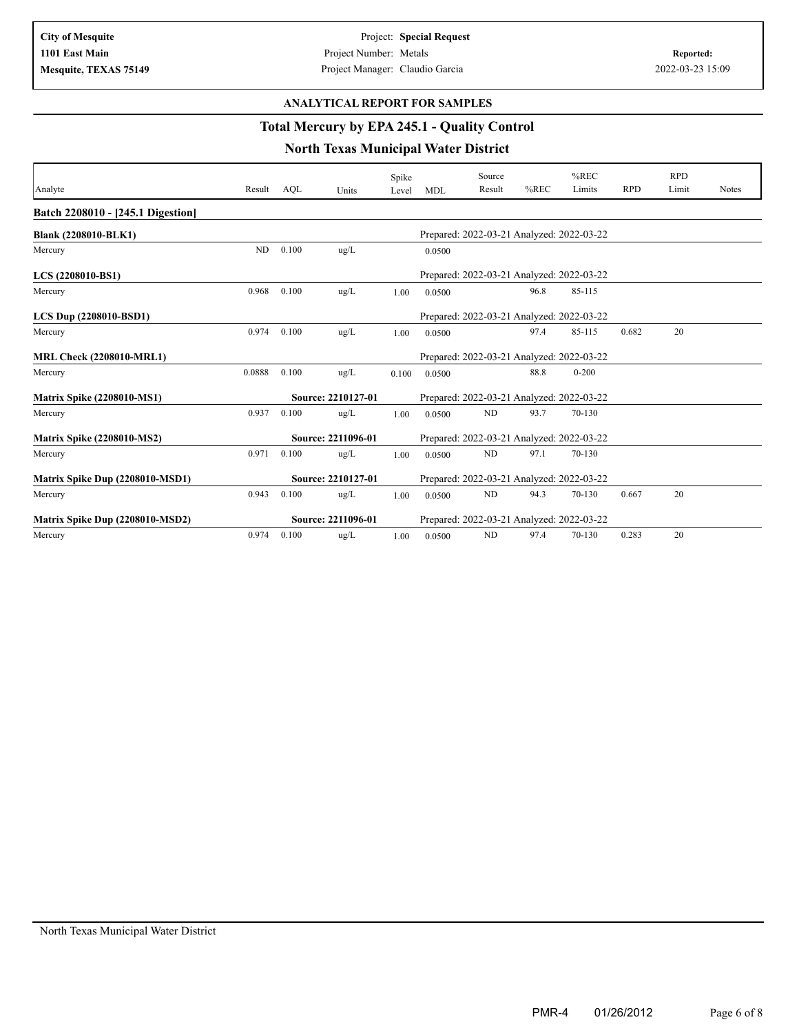City of Mesquite
1101 East Main
Mesquite, TEXAS 75149

Project: **Special Request**
Project Number: Metals
Project Manager: Claudio Garcia

**Reported:**
2022-03-23 15:09

## ANALYTICAL REPORT FOR SAMPLES

## Total Mercury by EPA 245.1 - Quality Control

## North Texas Municipal Water District

| Analyte | Result | AQL | Units | Spike Level | MDL | Source Result | %REC | %REC Limits | RPD | RPD Limit | Notes |
|---|---|---|---|---|---|---|---|---|---|---|---|
| **Batch 2208010 - [245.1 Digestion]** | | | | | | | | | | | |
| **Blank (2208010-BLK1)** | | | | | Prepared: 2022-03-21 Analyzed: 2022-03-22 | | | | | | |
| Mercury | ND | 0.100 | ug/L | | 0.0500 | | | | | | |
| **LCS (2208010-BS1)** | | | | | Prepared: 2022-03-21 Analyzed: 2022-03-22 | | | | | | |
| Mercury | 0.968 | 0.100 | ug/L | 1.00 | 0.0500 | | 96.8 | 85-115 | | | |
| **LCS Dup (2208010-BSD1)** | | | | | Prepared: 2022-03-21 Analyzed: 2022-03-22 | | | | | | |
| Mercury | 0.974 | 0.100 | ug/L | 1.00 | 0.0500 | | 97.4 | 85-115 | 0.682 | 20 | |
| **MRL Check (2208010-MRL1)** | | | | | Prepared: 2022-03-21 Analyzed: 2022-03-22 | | | | | | |
| Mercury | 0.0888 | 0.100 | ug/L | 0.100 | 0.0500 | | 88.8 | 0-200 | | | |
| **Matrix Spike (2208010-MS1)** | | Source: 2210127-01 | | | Prepared: 2022-03-21 Analyzed: 2022-03-22 | | | | | | |
| Mercury | 0.937 | 0.100 | ug/L | 1.00 | 0.0500 | ND | 93.7 | 70-130 | | | |
| **Matrix Spike (2208010-MS2)** | | Source: 2211096-01 | | | Prepared: 2022-03-21 Analyzed: 2022-03-22 | | | | | | |
| Mercury | 0.971 | 0.100 | ug/L | 1.00 | 0.0500 | ND | 97.1 | 70-130 | | | |
| **Matrix Spike Dup (2208010-MSD1)** | | Source: 2210127-01 | | | Prepared: 2022-03-21 Analyzed: 2022-03-22 | | | | | | |
| Mercury | 0.943 | 0.100 | ug/L | 1.00 | 0.0500 | ND | 94.3 | 70-130 | 0.667 | 20 | |
| **Matrix Spike Dup (2208010-MSD2)** | | Source: 2211096-01 | | | Prepared: 2022-03-21 Analyzed: 2022-03-22 | | | | | | |
| Mercury | 0.974 | 0.100 | ug/L | 1.00 | 0.0500 | ND | 97.4 | 70-130 | 0.283 | 20 | |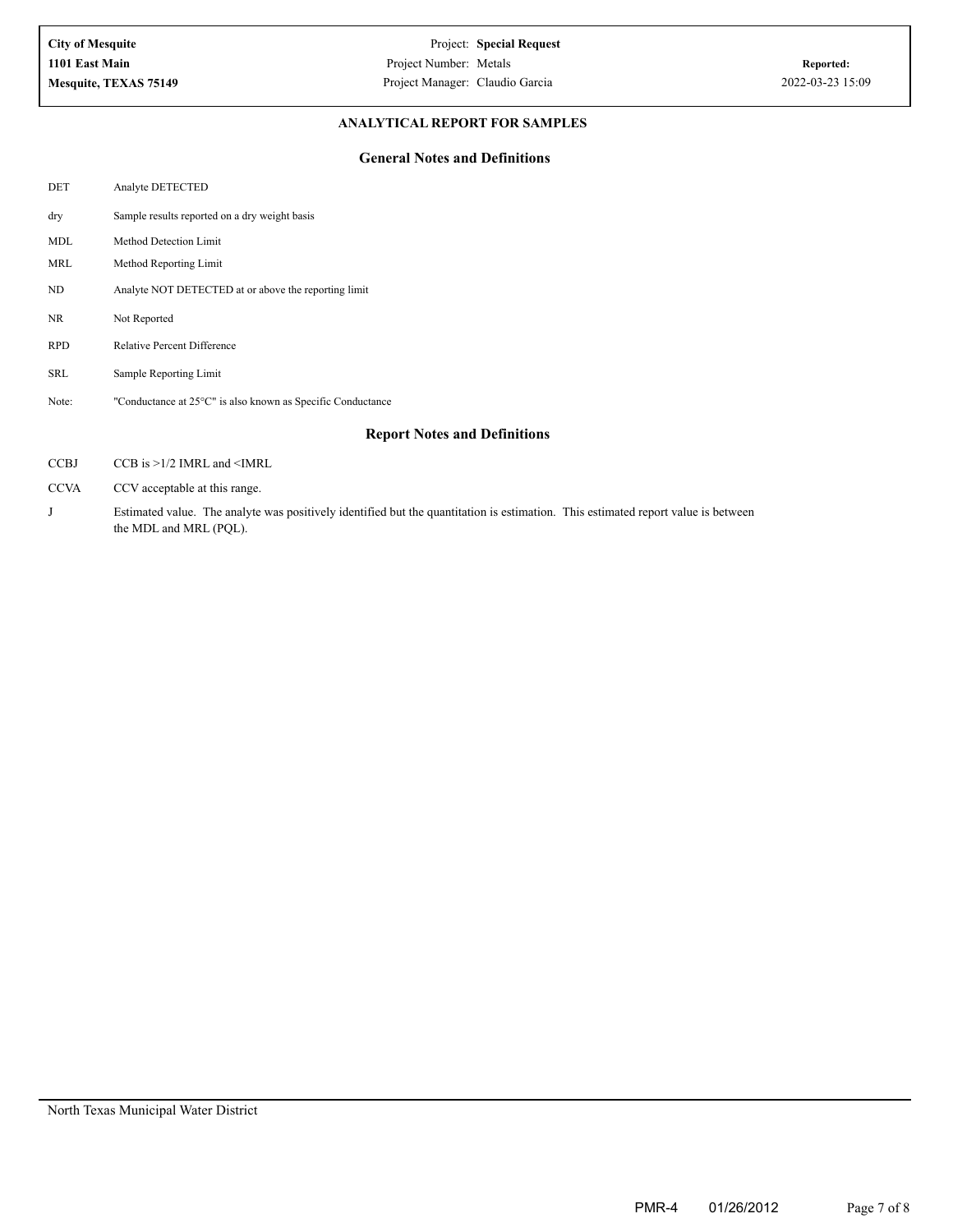## ANALYTICAL REPORT FOR SAMPLES

### General Notes and Definitions

| | |
|---|---|
| DET | Analyte DETECTED |
| dry | Sample results reported on a dry weight basis |
| MDL | Method Detection Limit |
| MRL | Method Reporting Limit |
| ND | Analyte NOT DETECTED at or above the reporting limit |
| NR | Not Reported |
| RPD | Relative Percent Difference |
| SRL | Sample Reporting Limit |
| Note: | "Conductance at 25°C" is also known as Specific Conductance |

### Report Notes and Definitions

| | |
|---|---|
| CCBJ | CCB is >1/2 IMRL and <IMRL |
| CCVA | CCV acceptable at this range. |
| J | Estimated value. The analyte was positively identified but the quantitation is estimation. This estimated report value is between the MDL and MRL (PQL). |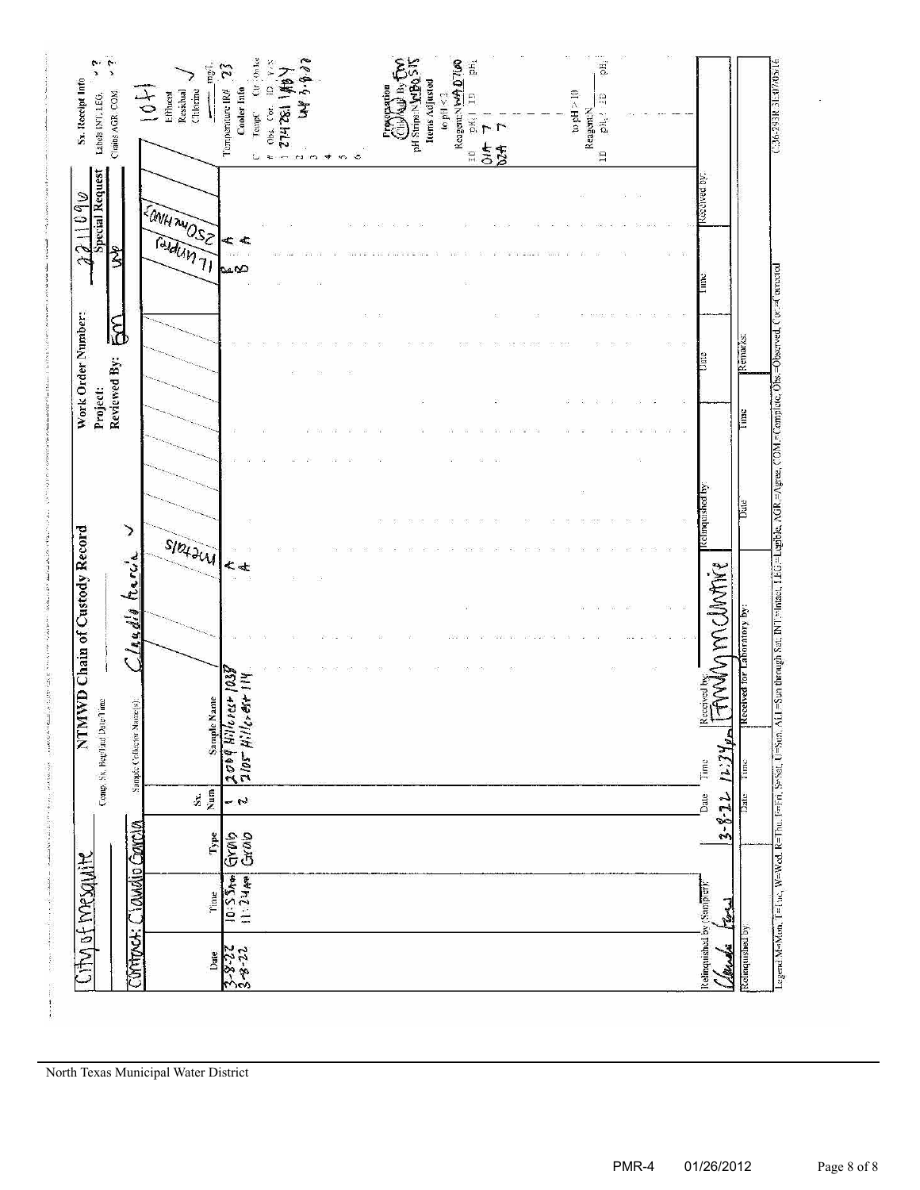# NTMWD Chain of Custody Record

City of Mesquite

Contact: Claudio Garcia

Comp. Sx. Beg/End Date/Time

Sample Collector Name(s): Claudio Garcia

Work Order Number: 22110090

Project:

Reviewed By: EM

Special Request: WP

Sx. Receipt Info

Labels INT, LEG. ✓ ?

Chains AGR, COM. ✓ ?

| Date | Time | Type | Sx. Num | Sample Name | Metals | TL unpres | 250 mL HNO3 |
|---|---|---|---|---|---|---|---|
| 3-8-22 | 10:55 am | Grab | 1 | 2009 Hillcrest 1038 | A | B | A |
| 3-8-22 | 11:24 am | Grab | 2 | 2105 Hillcrest 114 | A | B | A |

1 of 1

Effluent

Residual ✓

Chlorine ___ mg/L

Temperature IR# 23

Cooler Info

C Temp° Cr. Choice

Obs. Cor. ID Y/N

1 274 28.1 1864

LW 5.0 20

2

3

4

5

6

Preservation (Chk/Adj) By EM

pH Strips N MB0515

Items Adjusted

to pH < 2

Reagent N HNO3 0700

ID pH; ID pH;

01A 7

02A 7

to pH > 10

Reagent N

ID pH; ID pH;

| Relinquished by (Sampler): | Date | Time | Received by: | Relinquished by: | Date | Time | Received by: |
|---|---|---|---|---|---|---|---|
| Claudio Garcia | 3-8-22 | 12:34 pm | Tammy McIntire | | | | |
| Relinquished by: | Date | Time | Received for Laboratory by: | Date | Time | Remarks: | |

Legend: M=Mon, T=Tue, W=Wed, R=Thu, F=Fri, S=Sat, U=Sun, ALL=Sun through Sat; INT=Intact, LEG=Legible, AGR=Agree, COM=Complete, Obs.=Observed, Cor.=Corrected

C36-293R 3E 07/05/16

North Texas Municipal Water District

PMR-4 01/26/2012